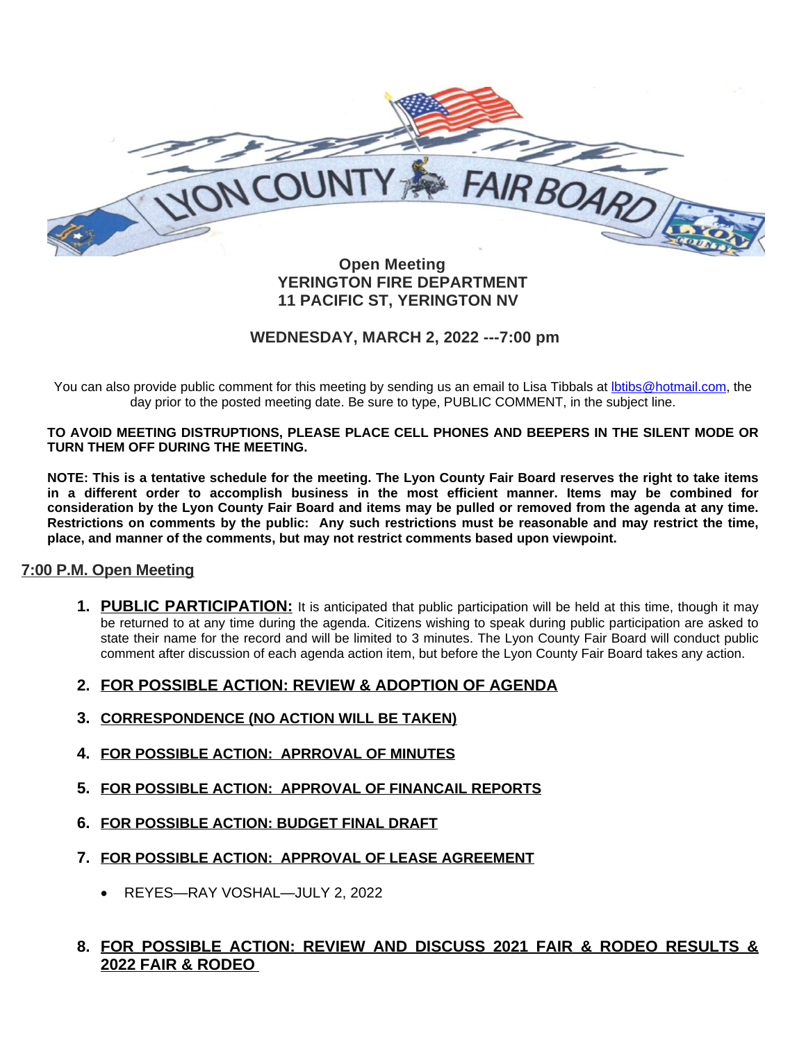# LYON COUNTY FAIR BOARD

**Open Meeting**
**YERINGTON FIRE DEPARTMENT**
**11 PACIFIC ST, YERINGTON NV**

**WEDNESDAY, MARCH 2, 2022 ---7:00 pm**

You can also provide public comment for this meeting by sending us an email to Lisa Tibbals at lbtibs@hotmail.com, the day prior to the posted meeting date. Be sure to type, PUBLIC COMMENT, in the subject line.

**TO AVOID MEETING DISTRUPTIONS, PLEASE PLACE CELL PHONES AND BEEPERS IN THE SILENT MODE OR TURN THEM OFF DURING THE MEETING.**

**NOTE: This is a tentative schedule for the meeting. The Lyon County Fair Board reserves the right to take items in a different order to accomplish business in the most efficient manner. Items may be combined for consideration by the Lyon County Fair Board and items may be pulled or removed from the agenda at any time. Restrictions on comments by the public: Any such restrictions must be reasonable and may restrict the time, place, and manner of the comments, but may not restrict comments based upon viewpoint.**

## 7:00 P.M. Open Meeting

1. **PUBLIC PARTICIPATION:** It is anticipated that public participation will be held at this time, though it may be returned to at any time during the agenda. Citizens wishing to speak during public participation are asked to state their name for the record and will be limited to 3 minutes. The Lyon County Fair Board will conduct public comment after discussion of each agenda action item, but before the Lyon County Fair Board takes any action.

2. **FOR POSSIBLE ACTION: REVIEW & ADOPTION OF AGENDA**

3. **CORRESPONDENCE (NO ACTION WILL BE TAKEN)**

4. **FOR POSSIBLE ACTION: APRROVAL OF MINUTES**

5. **FOR POSSIBLE ACTION: APPROVAL OF FINANCAIL REPORTS**

6. **FOR POSSIBLE ACTION: BUDGET FINAL DRAFT**

7. **FOR POSSIBLE ACTION: APPROVAL OF LEASE AGREEMENT**

    - REYES—RAY VOSHAL—JULY 2, 2022

8. **FOR POSSIBLE ACTION: REVIEW AND DISCUSS 2021 FAIR & RODEO RESULTS & 2022 FAIR & RODEO**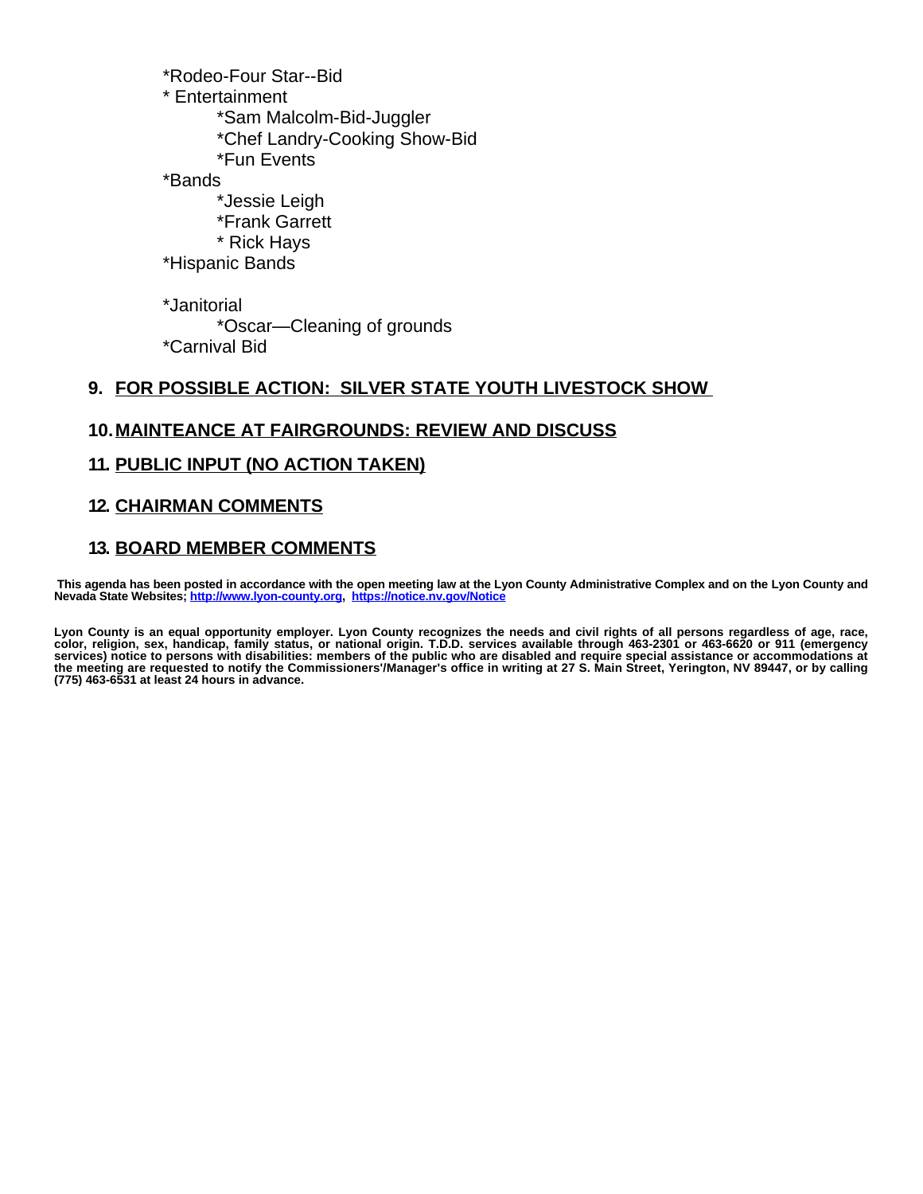- *Rodeo-Four Star--Bid
- * Entertainment
  - *Sam Malcolm-Bid-Juggler
  - *Chef Landry-Cooking Show-Bid
  - *Fun Events
- *Bands
  - *Jessie Leigh
  - *Frank Garrett
  - * Rick Hays
- *Hispanic Bands

- *Janitorial
  - *Oscar—Cleaning of grounds
- *Carnival Bid

**9. <u>FOR POSSIBLE ACTION: SILVER STATE YOUTH LIVESTOCK SHOW</u>**

**10. <u>MAINTEANCE AT FAIRGROUNDS: REVIEW AND DISCUSS</u>**

**11. <u>PUBLIC INPUT (NO ACTION TAKEN)</u>**

**12. <u>CHAIRMAN COMMENTS</u>**

**13. <u>BOARD MEMBER COMMENTS</u>**

**This agenda has been posted in accordance with the open meeting law at the Lyon County Administrative Complex and on the Lyon County and Nevada State Websites; http://www.lyon-county.org, https://notice.nv.gov/Notice**

**Lyon County is an equal opportunity employer. Lyon County recognizes the needs and civil rights of all persons regardless of age, race, color, religion, sex, handicap, family status, or national origin. T.D.D. services available through 463-2301 or 463-6620 or 911 (emergency services) notice to persons with disabilities: members of the public who are disabled and require special assistance or accommodations at the meeting are requested to notify the Commissioners'/Manager's office in writing at 27 S. Main Street, Yerington, NV 89447, or by calling (775) 463-6531 at least 24 hours in advance.**